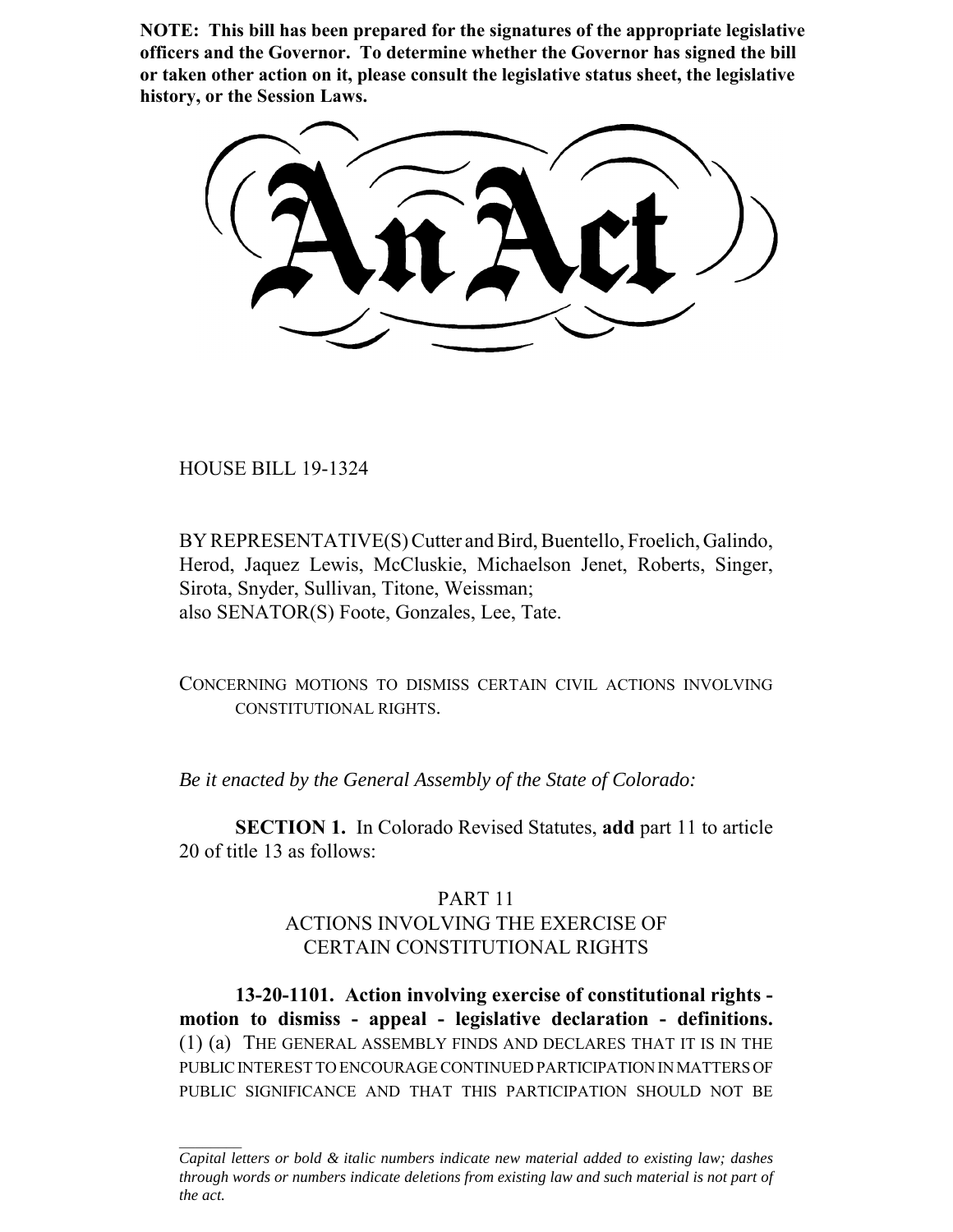**NOTE: This bill has been prepared for the signatures of the appropriate legislative officers and the Governor. To determine whether the Governor has signed the bill or taken other action on it, please consult the legislative status sheet, the legislative history, or the Session Laws.**

# An Act

HOUSE BILL 19-1324

BY REPRESENTATIVE(S) Cutter and Bird, Buentello, Froelich, Galindo, Herod, Jaquez Lewis, McCluskie, Michaelson Jenet, Roberts, Singer, Sirota, Snyder, Sullivan, Titone, Weissman;
also SENATOR(S) Foote, Gonzales, Lee, Tate.

CONCERNING MOTIONS TO DISMISS CERTAIN CIVIL ACTIONS INVOLVING CONSTITUTIONAL RIGHTS.

*Be it enacted by the General Assembly of the State of Colorado:*

**SECTION 1.** In Colorado Revised Statutes, **add** part 11 to article 20 of title 13 as follows:

PART 11
ACTIONS INVOLVING THE EXERCISE OF CERTAIN CONSTITUTIONAL RIGHTS

**13-20-1101. Action involving exercise of constitutional rights - motion to dismiss - appeal - legislative declaration - definitions.** (1) (a) THE GENERAL ASSEMBLY FINDS AND DECLARES THAT IT IS IN THE PUBLIC INTEREST TO ENCOURAGE CONTINUED PARTICIPATION IN MATTERS OF PUBLIC SIGNIFICANCE AND THAT THIS PARTICIPATION SHOULD NOT BE

*Capital letters or bold & italic numbers indicate new material added to existing law; dashes through words or numbers indicate deletions from existing law and such material is not part of the act.*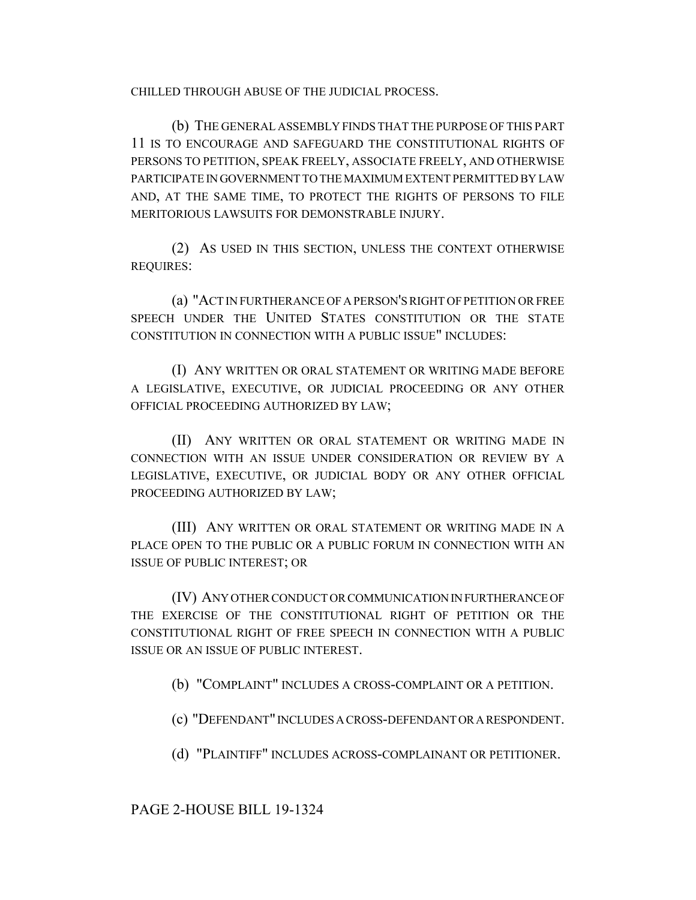CHILLED THROUGH ABUSE OF THE JUDICIAL PROCESS.

(b) THE GENERAL ASSEMBLY FINDS THAT THE PURPOSE OF THIS PART 11 IS TO ENCOURAGE AND SAFEGUARD THE CONSTITUTIONAL RIGHTS OF PERSONS TO PETITION, SPEAK FREELY, ASSOCIATE FREELY, AND OTHERWISE PARTICIPATE IN GOVERNMENT TO THE MAXIMUM EXTENT PERMITTED BY LAW AND, AT THE SAME TIME, TO PROTECT THE RIGHTS OF PERSONS TO FILE MERITORIOUS LAWSUITS FOR DEMONSTRABLE INJURY.

(2) AS USED IN THIS SECTION, UNLESS THE CONTEXT OTHERWISE REQUIRES:

(a) "ACT IN FURTHERANCE OF A PERSON'S RIGHT OF PETITION OR FREE SPEECH UNDER THE UNITED STATES CONSTITUTION OR THE STATE CONSTITUTION IN CONNECTION WITH A PUBLIC ISSUE" INCLUDES:

(I) ANY WRITTEN OR ORAL STATEMENT OR WRITING MADE BEFORE A LEGISLATIVE, EXECUTIVE, OR JUDICIAL PROCEEDING OR ANY OTHER OFFICIAL PROCEEDING AUTHORIZED BY LAW;

(II) ANY WRITTEN OR ORAL STATEMENT OR WRITING MADE IN CONNECTION WITH AN ISSUE UNDER CONSIDERATION OR REVIEW BY A LEGISLATIVE, EXECUTIVE, OR JUDICIAL BODY OR ANY OTHER OFFICIAL PROCEEDING AUTHORIZED BY LAW;

(III) ANY WRITTEN OR ORAL STATEMENT OR WRITING MADE IN A PLACE OPEN TO THE PUBLIC OR A PUBLIC FORUM IN CONNECTION WITH AN ISSUE OF PUBLIC INTEREST; OR

(IV) ANY OTHER CONDUCT OR COMMUNICATION IN FURTHERANCE OF THE EXERCISE OF THE CONSTITUTIONAL RIGHT OF PETITION OR THE CONSTITUTIONAL RIGHT OF FREE SPEECH IN CONNECTION WITH A PUBLIC ISSUE OR AN ISSUE OF PUBLIC INTEREST.

(b) "COMPLAINT" INCLUDES A CROSS-COMPLAINT OR A PETITION.

(c) "DEFENDANT" INCLUDES A CROSS-DEFENDANT OR A RESPONDENT.

(d) "PLAINTIFF" INCLUDES ACROSS-COMPLAINANT OR PETITIONER.

PAGE 2-HOUSE BILL 19-1324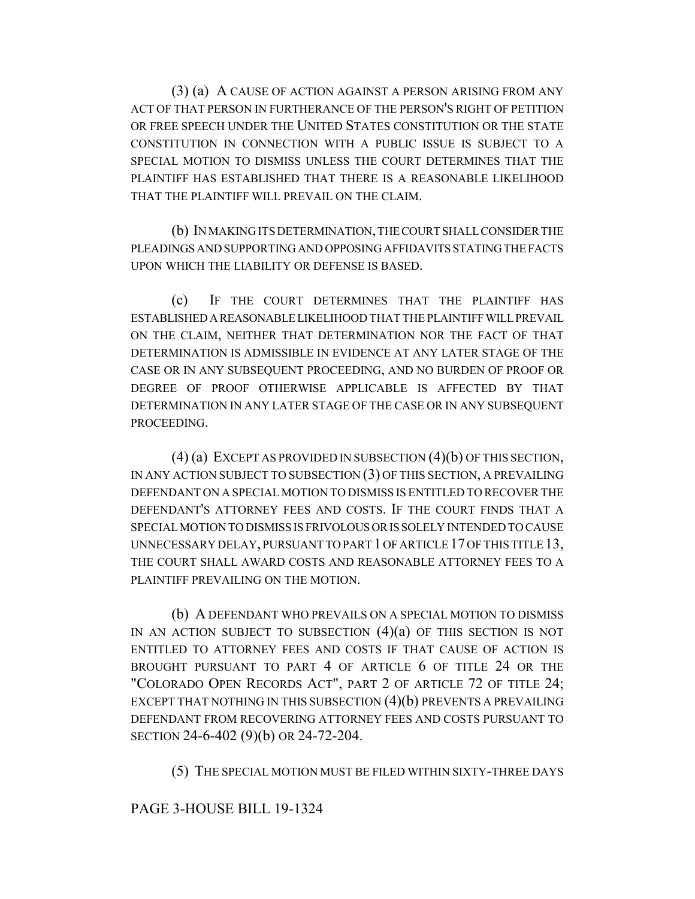(3) (a) A CAUSE OF ACTION AGAINST A PERSON ARISING FROM ANY ACT OF THAT PERSON IN FURTHERANCE OF THE PERSON'S RIGHT OF PETITION OR FREE SPEECH UNDER THE UNITED STATES CONSTITUTION OR THE STATE CONSTITUTION IN CONNECTION WITH A PUBLIC ISSUE IS SUBJECT TO A SPECIAL MOTION TO DISMISS UNLESS THE COURT DETERMINES THAT THE PLAINTIFF HAS ESTABLISHED THAT THERE IS A REASONABLE LIKELIHOOD THAT THE PLAINTIFF WILL PREVAIL ON THE CLAIM.

(b) IN MAKING ITS DETERMINATION, THE COURT SHALL CONSIDER THE PLEADINGS AND SUPPORTING AND OPPOSING AFFIDAVITS STATING THE FACTS UPON WHICH THE LIABILITY OR DEFENSE IS BASED.

(c) IF THE COURT DETERMINES THAT THE PLAINTIFF HAS ESTABLISHED A REASONABLE LIKELIHOOD THAT THE PLAINTIFF WILL PREVAIL ON THE CLAIM, NEITHER THAT DETERMINATION NOR THE FACT OF THAT DETERMINATION IS ADMISSIBLE IN EVIDENCE AT ANY LATER STAGE OF THE CASE OR IN ANY SUBSEQUENT PROCEEDING, AND NO BURDEN OF PROOF OR DEGREE OF PROOF OTHERWISE APPLICABLE IS AFFECTED BY THAT DETERMINATION IN ANY LATER STAGE OF THE CASE OR IN ANY SUBSEQUENT PROCEEDING.

(4) (a) EXCEPT AS PROVIDED IN SUBSECTION (4)(b) OF THIS SECTION, IN ANY ACTION SUBJECT TO SUBSECTION (3) OF THIS SECTION, A PREVAILING DEFENDANT ON A SPECIAL MOTION TO DISMISS IS ENTITLED TO RECOVER THE DEFENDANT'S ATTORNEY FEES AND COSTS. IF THE COURT FINDS THAT A SPECIAL MOTION TO DISMISS IS FRIVOLOUS OR IS SOLELY INTENDED TO CAUSE UNNECESSARY DELAY, PURSUANT TO PART 1 OF ARTICLE 17 OF THIS TITLE 13, THE COURT SHALL AWARD COSTS AND REASONABLE ATTORNEY FEES TO A PLAINTIFF PREVAILING ON THE MOTION.

(b) A DEFENDANT WHO PREVAILS ON A SPECIAL MOTION TO DISMISS IN AN ACTION SUBJECT TO SUBSECTION (4)(a) OF THIS SECTION IS NOT ENTITLED TO ATTORNEY FEES AND COSTS IF THAT CAUSE OF ACTION IS BROUGHT PURSUANT TO PART 4 OF ARTICLE 6 OF TITLE 24 OR THE "COLORADO OPEN RECORDS ACT", PART 2 OF ARTICLE 72 OF TITLE 24; EXCEPT THAT NOTHING IN THIS SUBSECTION (4)(b) PREVENTS A PREVAILING DEFENDANT FROM RECOVERING ATTORNEY FEES AND COSTS PURSUANT TO SECTION 24-6-402 (9)(b) OR 24-72-204.

(5) THE SPECIAL MOTION MUST BE FILED WITHIN SIXTY-THREE DAYS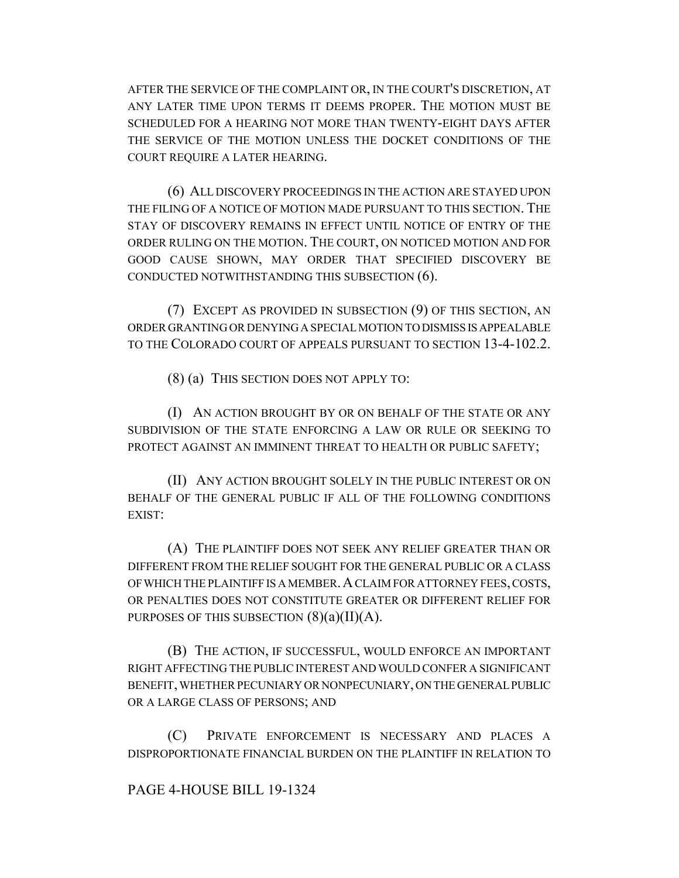AFTER THE SERVICE OF THE COMPLAINT OR, IN THE COURT'S DISCRETION, AT ANY LATER TIME UPON TERMS IT DEEMS PROPER. THE MOTION MUST BE SCHEDULED FOR A HEARING NOT MORE THAN TWENTY-EIGHT DAYS AFTER THE SERVICE OF THE MOTION UNLESS THE DOCKET CONDITIONS OF THE COURT REQUIRE A LATER HEARING.

(6) ALL DISCOVERY PROCEEDINGS IN THE ACTION ARE STAYED UPON THE FILING OF A NOTICE OF MOTION MADE PURSUANT TO THIS SECTION. THE STAY OF DISCOVERY REMAINS IN EFFECT UNTIL NOTICE OF ENTRY OF THE ORDER RULING ON THE MOTION. THE COURT, ON NOTICED MOTION AND FOR GOOD CAUSE SHOWN, MAY ORDER THAT SPECIFIED DISCOVERY BE CONDUCTED NOTWITHSTANDING THIS SUBSECTION (6).

(7) EXCEPT AS PROVIDED IN SUBSECTION (9) OF THIS SECTION, AN ORDER GRANTING OR DENYING A SPECIAL MOTION TO DISMISS IS APPEALABLE TO THE COLORADO COURT OF APPEALS PURSUANT TO SECTION 13-4-102.2.

(8) (a) THIS SECTION DOES NOT APPLY TO:

(I) AN ACTION BROUGHT BY OR ON BEHALF OF THE STATE OR ANY SUBDIVISION OF THE STATE ENFORCING A LAW OR RULE OR SEEKING TO PROTECT AGAINST AN IMMINENT THREAT TO HEALTH OR PUBLIC SAFETY;

(II) ANY ACTION BROUGHT SOLELY IN THE PUBLIC INTEREST OR ON BEHALF OF THE GENERAL PUBLIC IF ALL OF THE FOLLOWING CONDITIONS EXIST:

(A) THE PLAINTIFF DOES NOT SEEK ANY RELIEF GREATER THAN OR DIFFERENT FROM THE RELIEF SOUGHT FOR THE GENERAL PUBLIC OR A CLASS OF WHICH THE PLAINTIFF IS A MEMBER. A CLAIM FOR ATTORNEY FEES, COSTS, OR PENALTIES DOES NOT CONSTITUTE GREATER OR DIFFERENT RELIEF FOR PURPOSES OF THIS SUBSECTION (8)(a)(II)(A).

(B) THE ACTION, IF SUCCESSFUL, WOULD ENFORCE AN IMPORTANT RIGHT AFFECTING THE PUBLIC INTEREST AND WOULD CONFER A SIGNIFICANT BENEFIT, WHETHER PECUNIARY OR NONPECUNIARY, ON THE GENERAL PUBLIC OR A LARGE CLASS OF PERSONS; AND

(C) PRIVATE ENFORCEMENT IS NECESSARY AND PLACES A DISPROPORTIONATE FINANCIAL BURDEN ON THE PLAINTIFF IN RELATION TO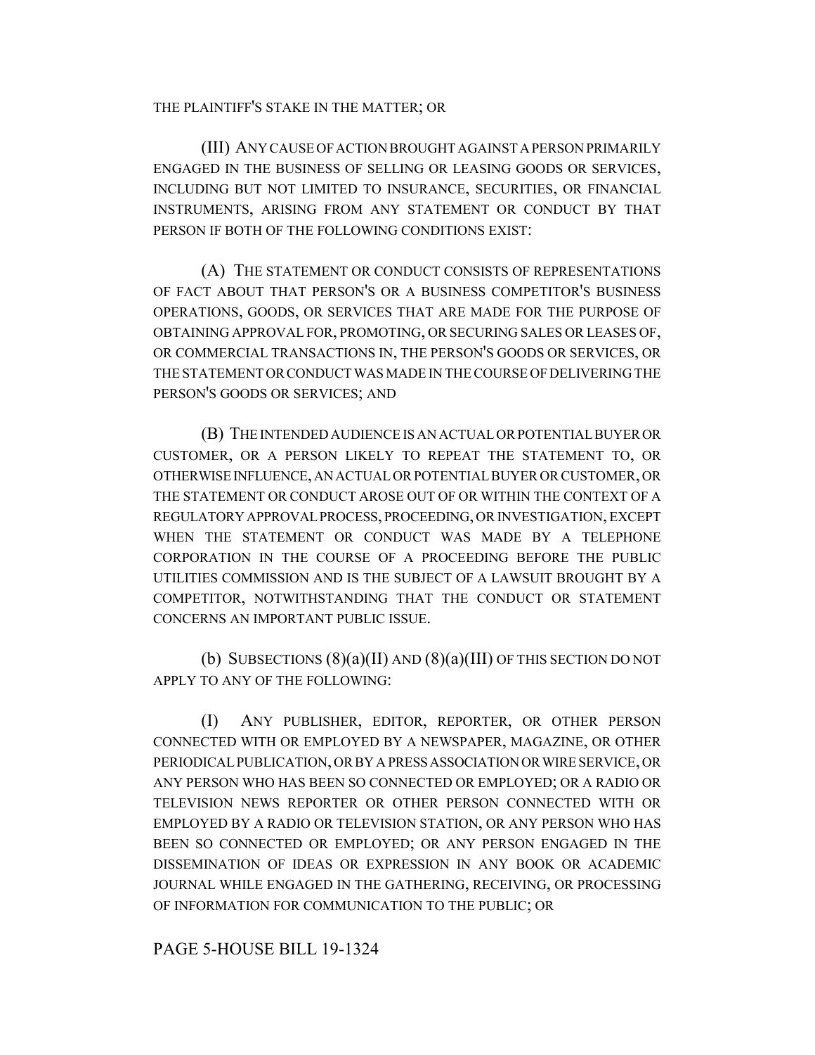THE PLAINTIFF'S STAKE IN THE MATTER; OR

(III) ANY CAUSE OF ACTION BROUGHT AGAINST A PERSON PRIMARILY ENGAGED IN THE BUSINESS OF SELLING OR LEASING GOODS OR SERVICES, INCLUDING BUT NOT LIMITED TO INSURANCE, SECURITIES, OR FINANCIAL INSTRUMENTS, ARISING FROM ANY STATEMENT OR CONDUCT BY THAT PERSON IF BOTH OF THE FOLLOWING CONDITIONS EXIST:

(A) THE STATEMENT OR CONDUCT CONSISTS OF REPRESENTATIONS OF FACT ABOUT THAT PERSON'S OR A BUSINESS COMPETITOR'S BUSINESS OPERATIONS, GOODS, OR SERVICES THAT ARE MADE FOR THE PURPOSE OF OBTAINING APPROVAL FOR, PROMOTING, OR SECURING SALES OR LEASES OF, OR COMMERCIAL TRANSACTIONS IN, THE PERSON'S GOODS OR SERVICES, OR THE STATEMENT OR CONDUCT WAS MADE IN THE COURSE OF DELIVERING THE PERSON'S GOODS OR SERVICES; AND

(B) THE INTENDED AUDIENCE IS AN ACTUAL OR POTENTIAL BUYER OR CUSTOMER, OR A PERSON LIKELY TO REPEAT THE STATEMENT TO, OR OTHERWISE INFLUENCE, AN ACTUAL OR POTENTIAL BUYER OR CUSTOMER, OR THE STATEMENT OR CONDUCT AROSE OUT OF OR WITHIN THE CONTEXT OF A REGULATORY APPROVAL PROCESS, PROCEEDING, OR INVESTIGATION, EXCEPT WHEN THE STATEMENT OR CONDUCT WAS MADE BY A TELEPHONE CORPORATION IN THE COURSE OF A PROCEEDING BEFORE THE PUBLIC UTILITIES COMMISSION AND IS THE SUBJECT OF A LAWSUIT BROUGHT BY A COMPETITOR, NOTWITHSTANDING THAT THE CONDUCT OR STATEMENT CONCERNS AN IMPORTANT PUBLIC ISSUE.

(b) SUBSECTIONS (8)(a)(II) AND (8)(a)(III) OF THIS SECTION DO NOT APPLY TO ANY OF THE FOLLOWING:

(I) ANY PUBLISHER, EDITOR, REPORTER, OR OTHER PERSON CONNECTED WITH OR EMPLOYED BY A NEWSPAPER, MAGAZINE, OR OTHER PERIODICAL PUBLICATION, OR BY A PRESS ASSOCIATION OR WIRE SERVICE, OR ANY PERSON WHO HAS BEEN SO CONNECTED OR EMPLOYED; OR A RADIO OR TELEVISION NEWS REPORTER OR OTHER PERSON CONNECTED WITH OR EMPLOYED BY A RADIO OR TELEVISION STATION, OR ANY PERSON WHO HAS BEEN SO CONNECTED OR EMPLOYED; OR ANY PERSON ENGAGED IN THE DISSEMINATION OF IDEAS OR EXPRESSION IN ANY BOOK OR ACADEMIC JOURNAL WHILE ENGAGED IN THE GATHERING, RECEIVING, OR PROCESSING OF INFORMATION FOR COMMUNICATION TO THE PUBLIC; OR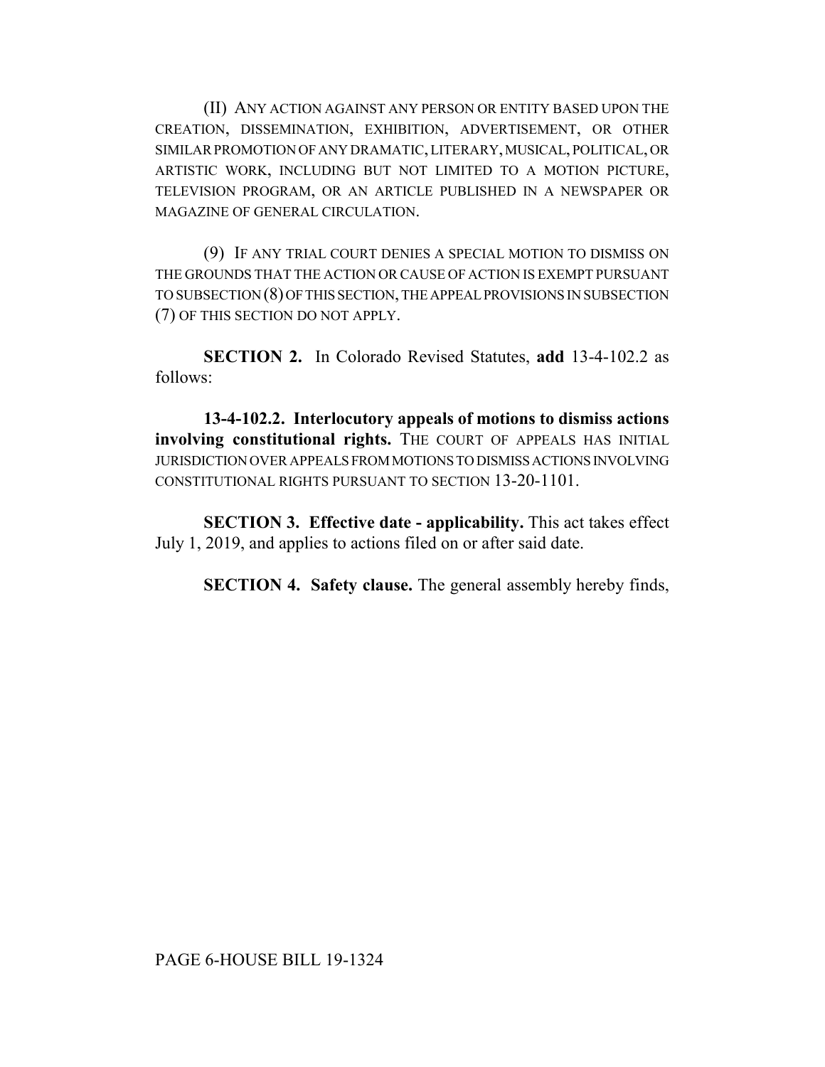(II) ANY ACTION AGAINST ANY PERSON OR ENTITY BASED UPON THE CREATION, DISSEMINATION, EXHIBITION, ADVERTISEMENT, OR OTHER SIMILAR PROMOTION OF ANY DRAMATIC, LITERARY, MUSICAL, POLITICAL, OR ARTISTIC WORK, INCLUDING BUT NOT LIMITED TO A MOTION PICTURE, TELEVISION PROGRAM, OR AN ARTICLE PUBLISHED IN A NEWSPAPER OR MAGAZINE OF GENERAL CIRCULATION.

(9) IF ANY TRIAL COURT DENIES A SPECIAL MOTION TO DISMISS ON THE GROUNDS THAT THE ACTION OR CAUSE OF ACTION IS EXEMPT PURSUANT TO SUBSECTION (8) OF THIS SECTION, THE APPEAL PROVISIONS IN SUBSECTION (7) OF THIS SECTION DO NOT APPLY.

**SECTION 2.** In Colorado Revised Statutes, **add** 13-4-102.2 as follows:

**13-4-102.2. Interlocutory appeals of motions to dismiss actions involving constitutional rights.** THE COURT OF APPEALS HAS INITIAL JURISDICTION OVER APPEALS FROM MOTIONS TO DISMISS ACTIONS INVOLVING CONSTITUTIONAL RIGHTS PURSUANT TO SECTION 13-20-1101.

**SECTION 3. Effective date - applicability.** This act takes effect July 1, 2019, and applies to actions filed on or after said date.

**SECTION 4. Safety clause.** The general assembly hereby finds,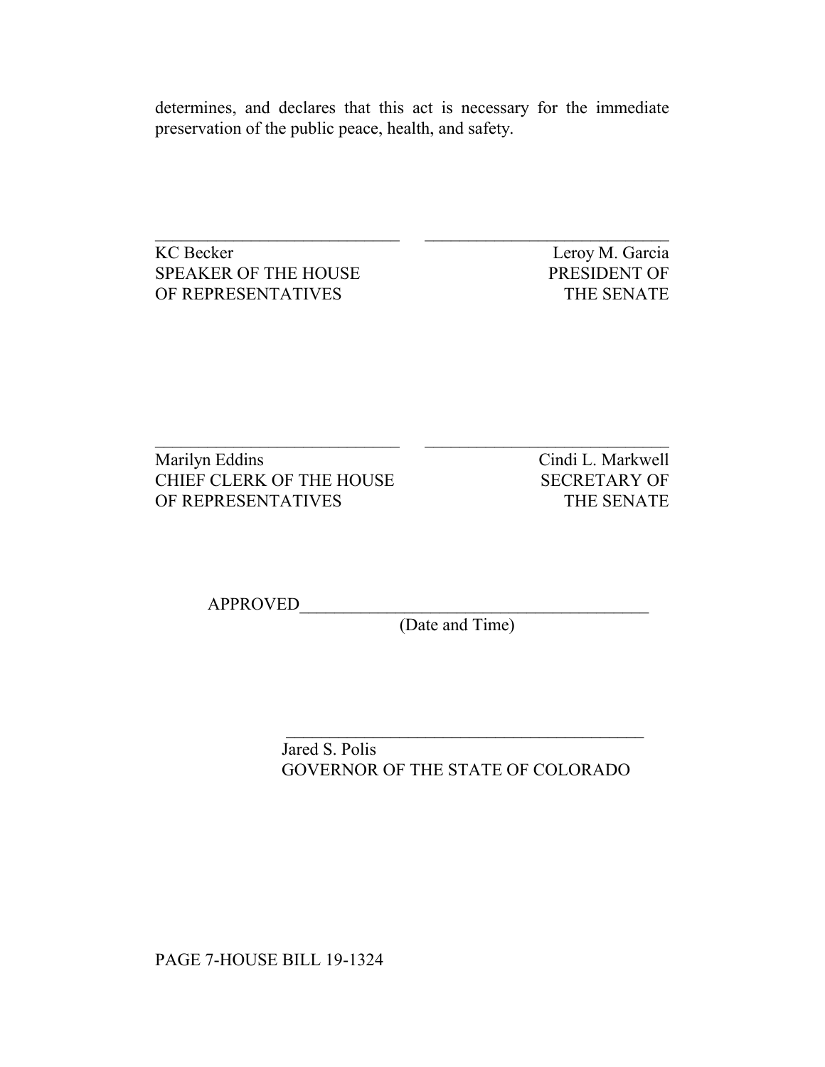determines, and declares that this act is necessary for the immediate preservation of the public peace, health, and safety.

| | |
|---|---|
| \_\_\_\_\_\_\_\_\_\_\_\_\_\_\_\_\_\_\_\_\_\_\_\_\_\_\_\_ | \_\_\_\_\_\_\_\_\_\_\_\_\_\_\_\_\_\_\_\_\_\_\_\_\_\_\_\_ |
| KC Becker<br>SPEAKER OF THE HOUSE<br>OF REPRESENTATIVES | Leroy M. Garcia<br>PRESIDENT OF<br>THE SENATE |
| \_\_\_\_\_\_\_\_\_\_\_\_\_\_\_\_\_\_\_\_\_\_\_\_\_\_\_\_ | \_\_\_\_\_\_\_\_\_\_\_\_\_\_\_\_\_\_\_\_\_\_\_\_\_\_\_\_ |
| Marilyn Eddins<br>CHIEF CLERK OF THE HOUSE<br>OF REPRESENTATIVES | Cindi L. Markwell<br>SECRETARY OF<br>THE SENATE |

APPROVED\_\_\_\_\_\_\_\_\_\_\_\_\_\_\_\_\_\_\_\_\_\_\_\_\_\_\_\_\_\_\_\_\_\_\_\_\_\_\_\_
(Date and Time)

\_\_\_\_\_\_\_\_\_\_\_\_\_\_\_\_\_\_\_\_\_\_\_\_\_\_\_\_\_\_\_\_\_\_\_\_\_\_\_\_

Jared S. Polis
GOVERNOR OF THE STATE OF COLORADO

PAGE 7-HOUSE BILL 19-1324